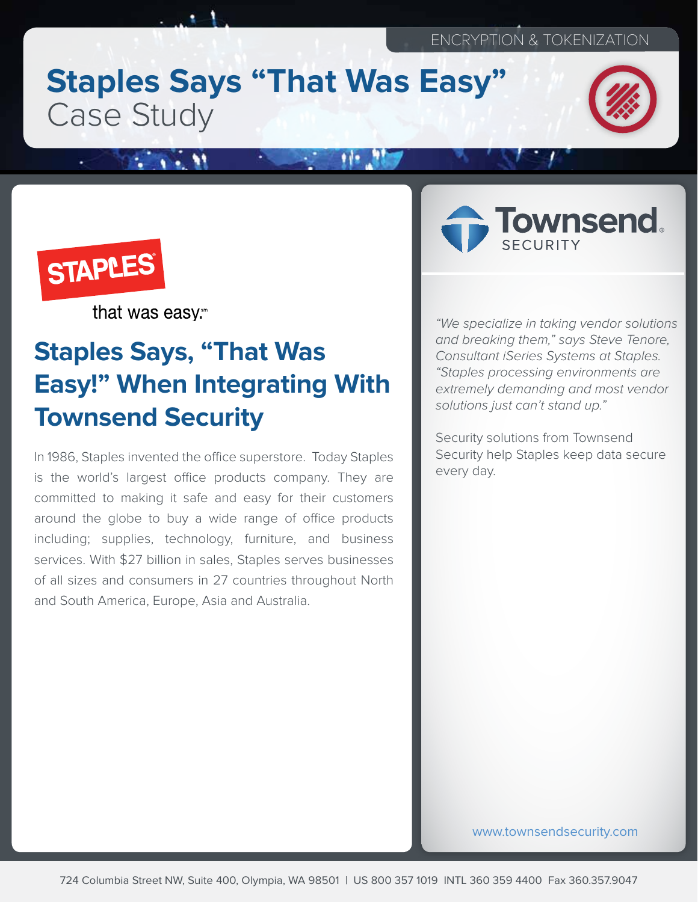ENCRYPTION & TOKENIZATION

# Staples Says "That Was Easy" Case Study

STAPLES

that was easy.

## Staples Says, "That Was Easy!" When Integrating With Townsend Security

In 1986, Staples invented the office superstore. Today Staples is the world's largest office products company. They are committed to making it safe and easy for their customers around the globe to buy a wide range of office products including; supplies, technology, furniture, and business services. With $27 billion in sales, Staples serves businesses of all sizes and consumers in 27 countries throughout North and South America, Europe, Asia and Australia.

Townsend SECURITY

*"We specialize in taking vendor solutions and breaking them," says Steve Tenore, Consultant iSeries Systems at Staples. "Staples processing environments are extremely demanding and most vendor solutions just can't stand up."*

Security solutions from Townsend Security help Staples keep data secure every day.

www.townsendsecurity.com

724 Columbia Street NW, Suite 400, Olympia, WA 98501 | US 800 357 1019 INTL 360 359 4400 Fax 360.357.9047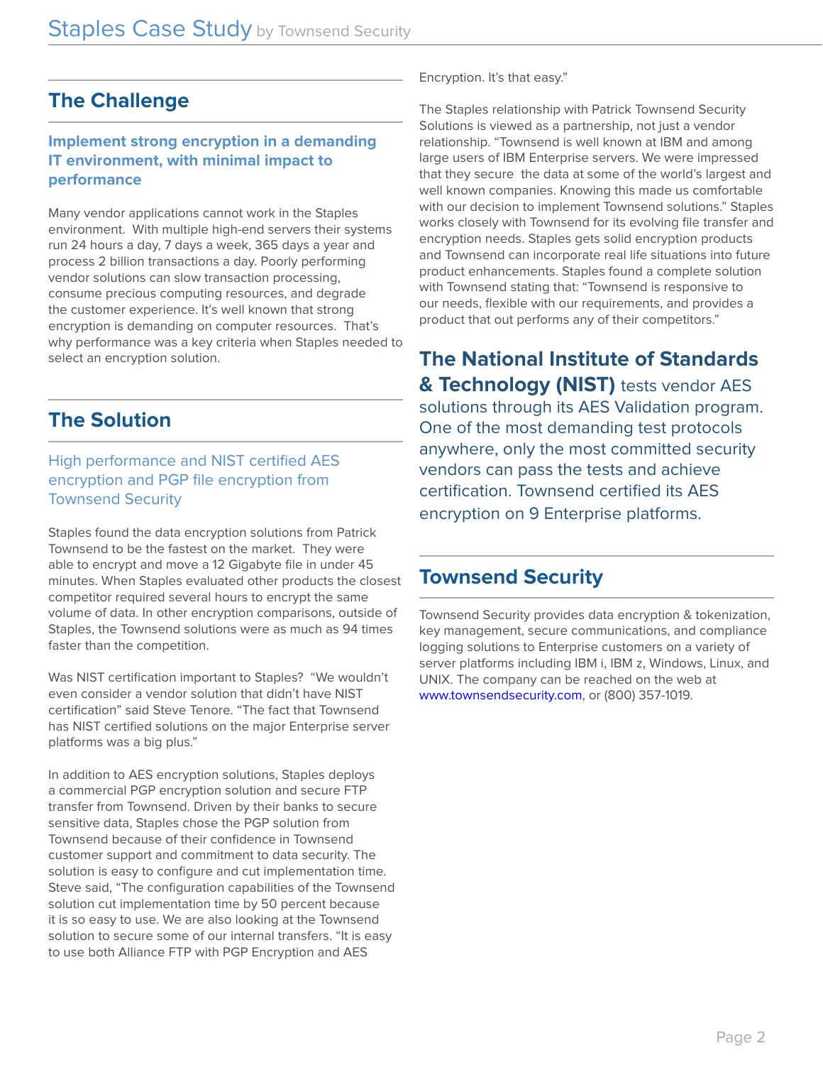## The Challenge

**Implement strong encryption in a demanding IT environment, with minimal impact to performance**

Many vendor applications cannot work in the Staples environment. With multiple high-end servers their systems run 24 hours a day, 7 days a week, 365 days a year and process 2 billion transactions a day. Poorly performing vendor solutions can slow transaction processing, consume precious computing resources, and degrade the customer experience. It's well known that strong encryption is demanding on computer resources. That's why performance was a key criteria when Staples needed to select an encryption solution.

## The Solution

High performance and NIST certified AES encryption and PGP file encryption from Townsend Security

Staples found the data encryption solutions from Patrick Townsend to be the fastest on the market. They were able to encrypt and move a 12 Gigabyte file in under 45 minutes. When Staples evaluated other products the closest competitor required several hours to encrypt the same volume of data. In other encryption comparisons, outside of Staples, the Townsend solutions were as much as 94 times faster than the competition.

Was NIST certification important to Staples? "We wouldn't even consider a vendor solution that didn't have NIST certification" said Steve Tenore. "The fact that Townsend has NIST certified solutions on the major Enterprise server platforms was a big plus."

In addition to AES encryption solutions, Staples deploys a commercial PGP encryption solution and secure FTP transfer from Townsend. Driven by their banks to secure sensitive data, Staples chose the PGP solution from Townsend because of their confidence in Townsend customer support and commitment to data security. The solution is easy to configure and cut implementation time. Steve said, "The configuration capabilities of the Townsend solution cut implementation time by 50 percent because it is so easy to use. We are also looking at the Townsend solution to secure some of our internal transfers. "It is easy to use both Alliance FTP with PGP Encryption and AES Encryption. It's that easy."

The Staples relationship with Patrick Townsend Security Solutions is viewed as a partnership, not just a vendor relationship. "Townsend is well known at IBM and among large users of IBM Enterprise servers. We were impressed that they secure the data at some of the world's largest and well known companies. Knowing this made us comfortable with our decision to implement Townsend solutions." Staples works closely with Townsend for its evolving file transfer and encryption needs. Staples gets solid encryption products and Townsend can incorporate real life situations into future product enhancements. Staples found a complete solution with Townsend stating that: "Townsend is responsive to our needs, flexible with our requirements, and provides a product that out performs any of their competitors."

**The National Institute of Standards & Technology (NIST)** tests vendor AES solutions through its AES Validation program. One of the most demanding test protocols anywhere, only the most committed security vendors can pass the tests and achieve certification. Townsend certified its AES encryption on 9 Enterprise platforms.

## Townsend Security

Townsend Security provides data encryption & tokenization, key management, secure communications, and compliance logging solutions to Enterprise customers on a variety of server platforms including IBM i, IBM z, Windows, Linux, and UNIX. The company can be reached on the web at www.townsendsecurity.com, or (800) 357-1019.